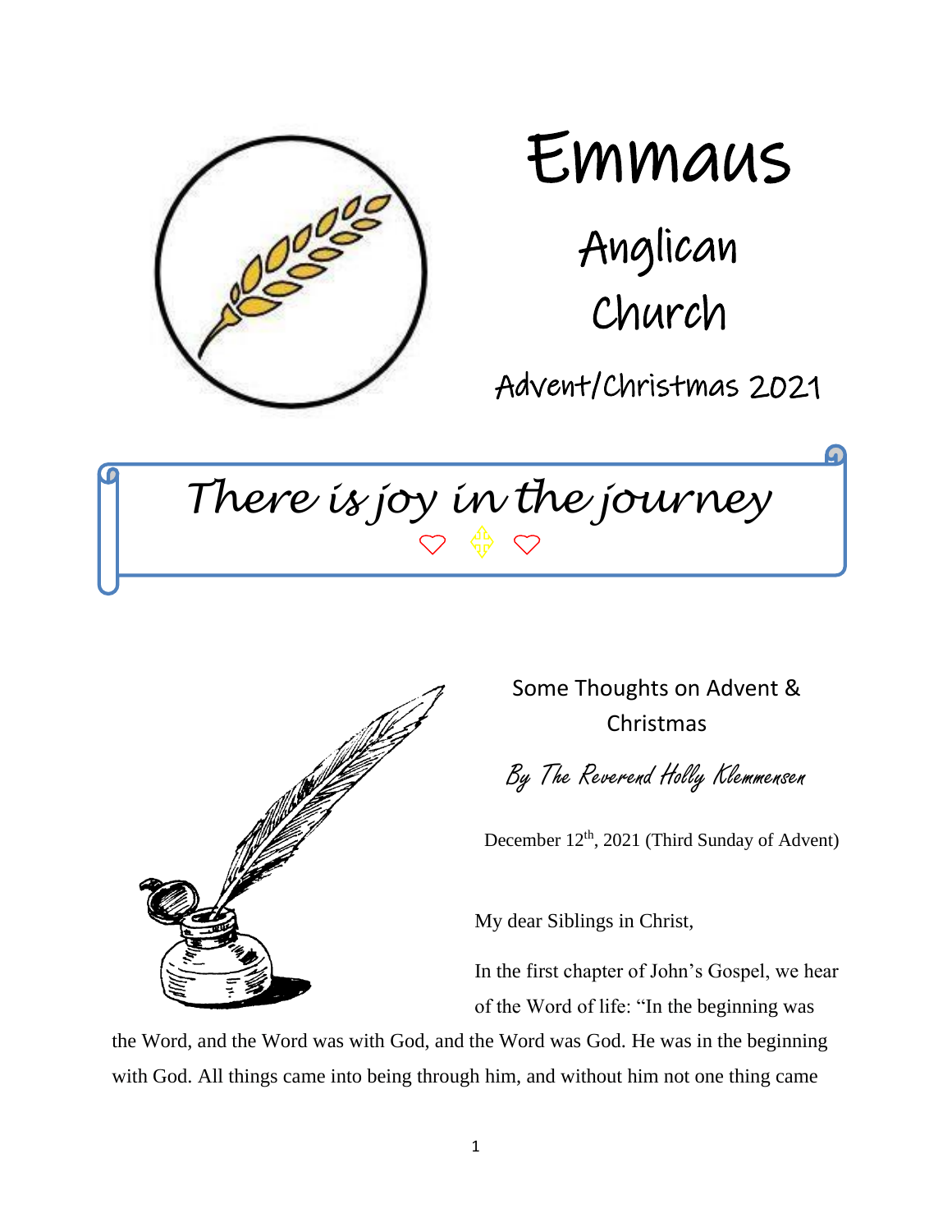# Emmaus

## Anglican Church

Advent/Christmas 2021

*There is joy in the journey*

### Some Thoughts on Advent & Christmas

*By The Reverend Holly Klemmensen*

December 12th, 2021 (Third Sunday of Advent)

My dear Siblings in Christ,

In the first chapter of John's Gospel, we hear of the Word of life: "In the beginning was the Word, and the Word was with God, and the Word was God. He was in the beginning with God. All things came into being through him, and without him not one thing came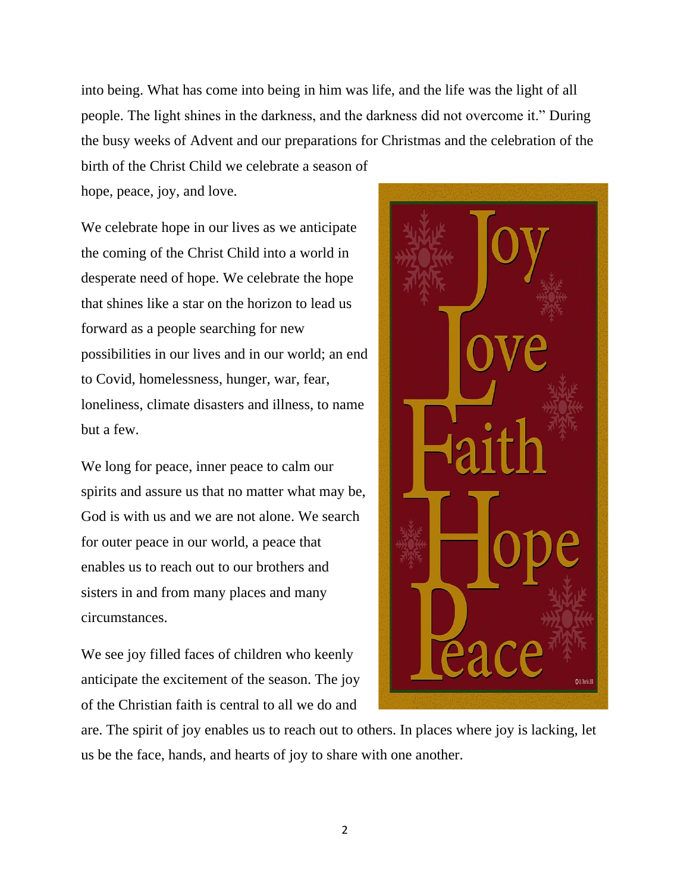into being. What has come into being in him was life, and the life was the light of all people. The light shines in the darkness, and the darkness did not overcome it." During the busy weeks of Advent and our preparations for Christmas and the celebration of the birth of the Christ Child we celebrate a season of hope, peace, joy, and love.

We celebrate hope in our lives as we anticipate the coming of the Christ Child into a world in desperate need of hope. We celebrate the hope that shines like a star on the horizon to lead us forward as a people searching for new possibilities in our lives and in our world; an end to Covid, homelessness, hunger, war, fear, loneliness, climate disasters and illness, to name but a few.

We long for peace, inner peace to calm our spirits and assure us that no matter what may be, God is with us and we are not alone. We search for outer peace in our world, a peace that enables us to reach out to our brothers and sisters in and from many places and many circumstances.

We see joy filled faces of children who keenly anticipate the excitement of the season. The joy of the Christian faith is central to all we do and are. The spirit of joy enables us to reach out to others. In places where joy is lacking, let us be the face, hands, and hearts of joy to share with one another.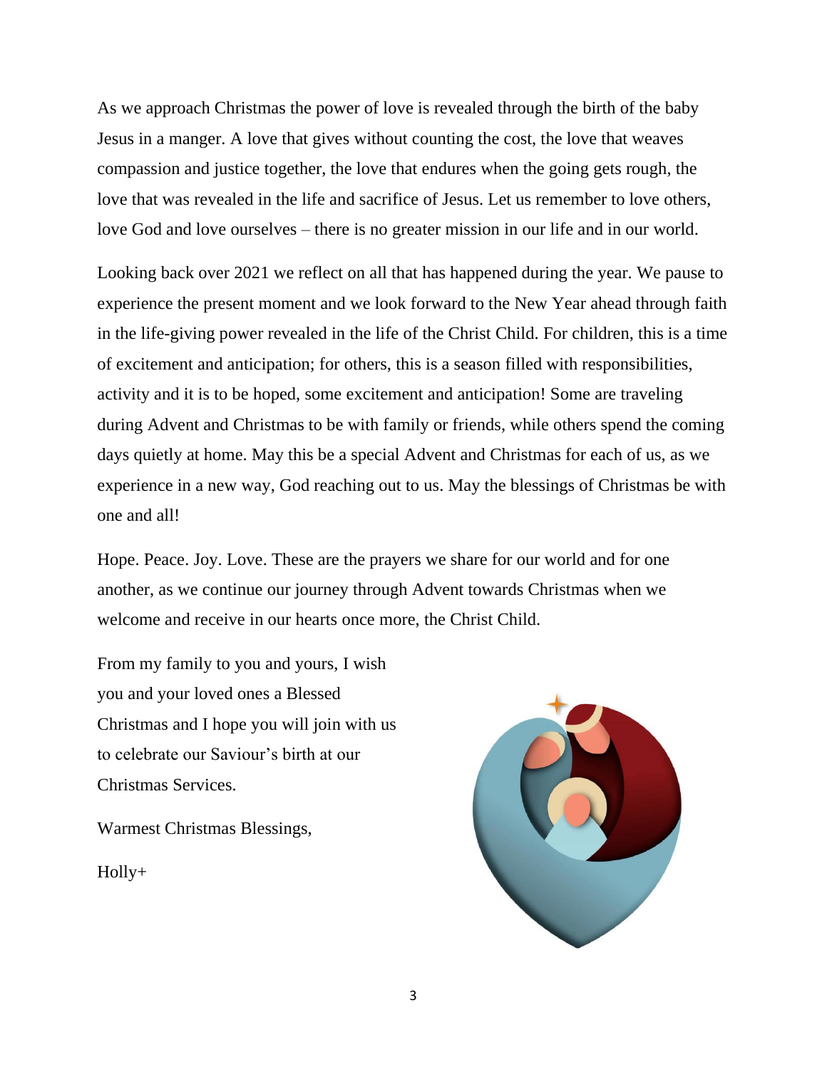As we approach Christmas the power of love is revealed through the birth of the baby Jesus in a manger. A love that gives without counting the cost, the love that weaves compassion and justice together, the love that endures when the going gets rough, the love that was revealed in the life and sacrifice of Jesus. Let us remember to love others, love God and love ourselves – there is no greater mission in our life and in our world.

Looking back over 2021 we reflect on all that has happened during the year. We pause to experience the present moment and we look forward to the New Year ahead through faith in the life-giving power revealed in the life of the Christ Child. For children, this is a time of excitement and anticipation; for others, this is a season filled with responsibilities, activity and it is to be hoped, some excitement and anticipation! Some are traveling during Advent and Christmas to be with family or friends, while others spend the coming days quietly at home. May this be a special Advent and Christmas for each of us, as we experience in a new way, God reaching out to us. May the blessings of Christmas be with one and all!

Hope. Peace. Joy. Love. These are the prayers we share for our world and for one another, as we continue our journey through Advent towards Christmas when we welcome and receive in our hearts once more, the Christ Child.

From my family to you and yours, I wish you and your loved ones a Blessed Christmas and I hope you will join with us to celebrate our Saviour's birth at our Christmas Services.

Warmest Christmas Blessings,

Holly+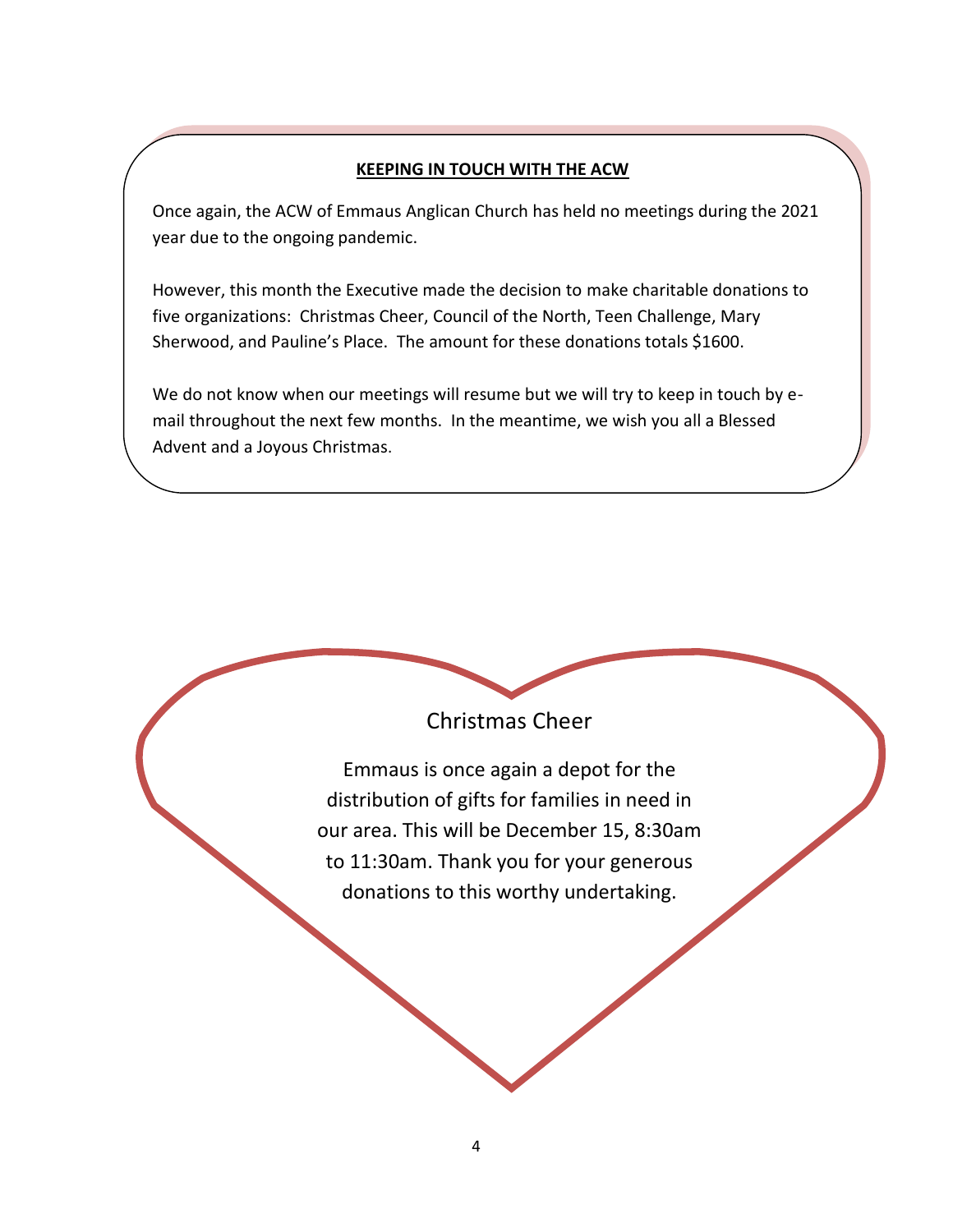## KEEPING IN TOUCH WITH THE ACW

Once again, the ACW of Emmaus Anglican Church has held no meetings during the 2021 year due to the ongoing pandemic.

However, this month the Executive made the decision to make charitable donations to five organizations: Christmas Cheer, Council of the North, Teen Challenge, Mary Sherwood, and Pauline's Place. The amount for these donations totals $1600.

We do not know when our meetings will resume but we will try to keep in touch by e-mail throughout the next few months. In the meantime, we wish you all a Blessed Advent and a Joyous Christmas.

## Christmas Cheer

Emmaus is once again a depot for the distribution of gifts for families in need in our area. This will be December 15, 8:30am to 11:30am. Thank you for your generous donations to this worthy undertaking.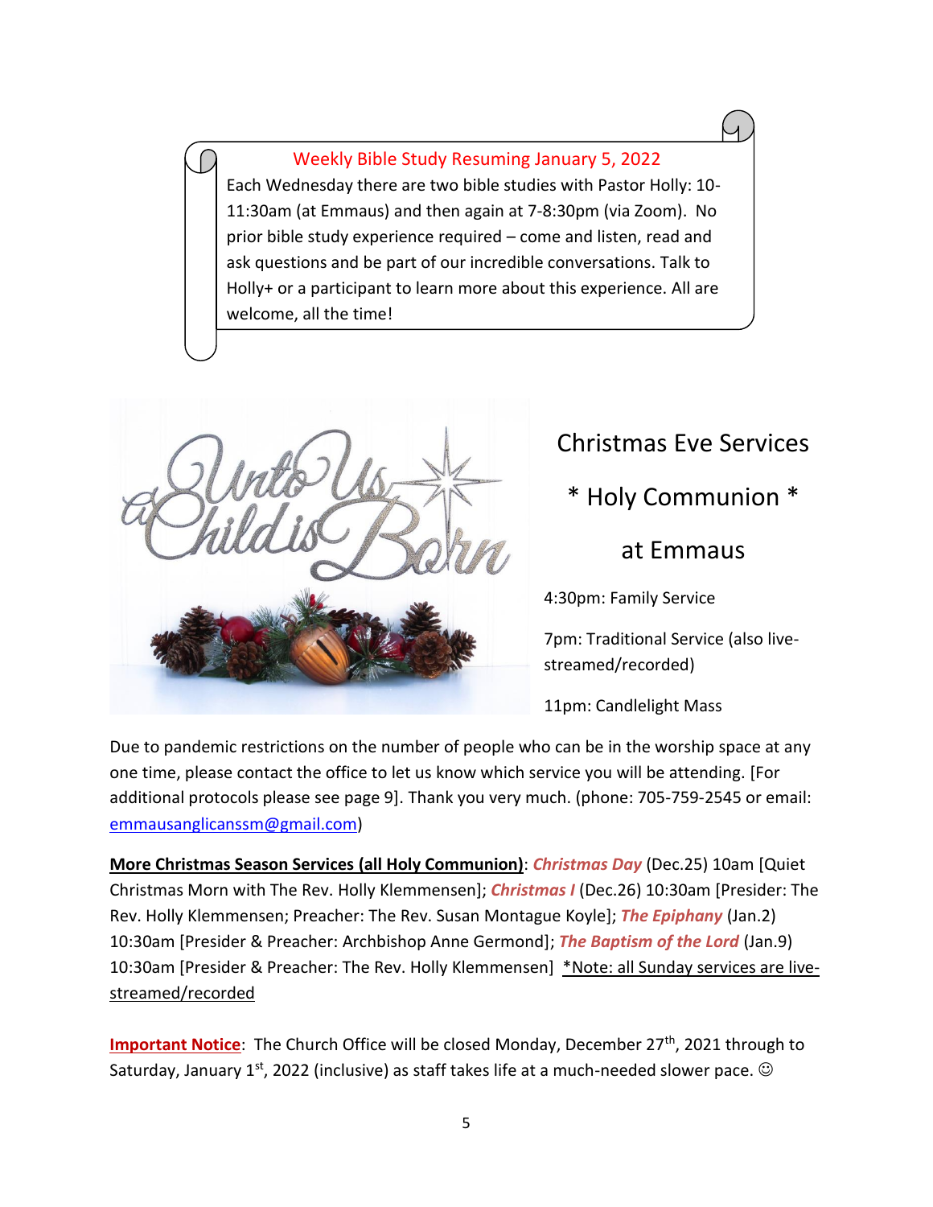## Weekly Bible Study Resuming January 5, 2022

Each Wednesday there are two bible studies with Pastor Holly: 10-11:30am (at Emmaus) and then again at 7-8:30pm (via Zoom). No prior bible study experience required – come and listen, read and ask questions and be part of our incredible conversations. Talk to Holly+ or a participant to learn more about this experience. All are welcome, all the time!

## Christmas Eve Services

## * Holy Communion *

## at Emmaus

4:30pm: Family Service

7pm: Traditional Service (also live-streamed/recorded)

11pm: Candlelight Mass

Due to pandemic restrictions on the number of people who can be in the worship space at any one time, please contact the office to let us know which service you will be attending. [For additional protocols please see page 9]. Thank you very much. (phone: 705-759-2545 or email: emmausanglicanssm@gmail.com)

**More Christmas Season Services (all Holy Communion)**: ***Christmas Day*** (Dec.25) 10am [Quiet Christmas Morn with The Rev. Holly Klemmensen]; ***Christmas I*** (Dec.26) 10:30am [Presider: The Rev. Holly Klemmensen; Preacher: The Rev. Susan Montague Koyle]; ***The Epiphany*** (Jan.2) 10:30am [Presider & Preacher: Archbishop Anne Germond]; ***The Baptism of the Lord*** (Jan.9) 10:30am [Presider & Preacher: The Rev. Holly Klemmensen] *Note: all Sunday services are live-streamed/recorded

**Important Notice**: The Church Office will be closed Monday, December 27th, 2021 through to Saturday, January 1st, 2022 (inclusive) as staff takes life at a much-needed slower pace. ☺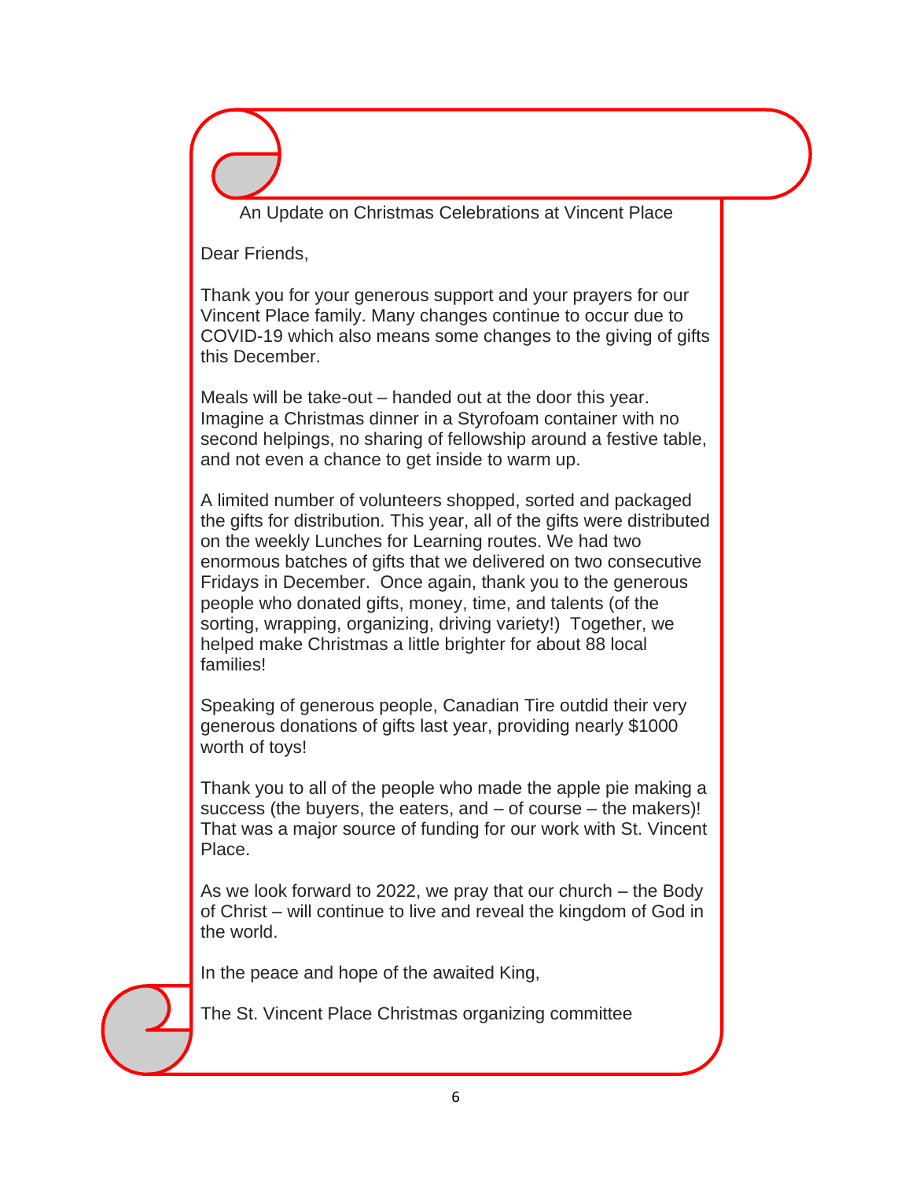## An Update on Christmas Celebrations at Vincent Place

Dear Friends,

Thank you for your generous support and your prayers for our Vincent Place family. Many changes continue to occur due to COVID-19 which also means some changes to the giving of gifts this December.

Meals will be take-out – handed out at the door this year. Imagine a Christmas dinner in a Styrofoam container with no second helpings, no sharing of fellowship around a festive table, and not even a chance to get inside to warm up.

A limited number of volunteers shopped, sorted and packaged the gifts for distribution. This year, all of the gifts were distributed on the weekly Lunches for Learning routes. We had two enormous batches of gifts that we delivered on two consecutive Fridays in December. Once again, thank you to the generous people who donated gifts, money, time, and talents (of the sorting, wrapping, organizing, driving variety!) Together, we helped make Christmas a little brighter for about 88 local families!

Speaking of generous people, Canadian Tire outdid their very generous donations of gifts last year, providing nearly $1000 worth of toys!

Thank you to all of the people who made the apple pie making a success (the buyers, the eaters, and – of course – the makers)! That was a major source of funding for our work with St. Vincent Place.

As we look forward to 2022, we pray that our church – the Body of Christ – will continue to live and reveal the kingdom of God in the world.

In the peace and hope of the awaited King,

The St. Vincent Place Christmas organizing committee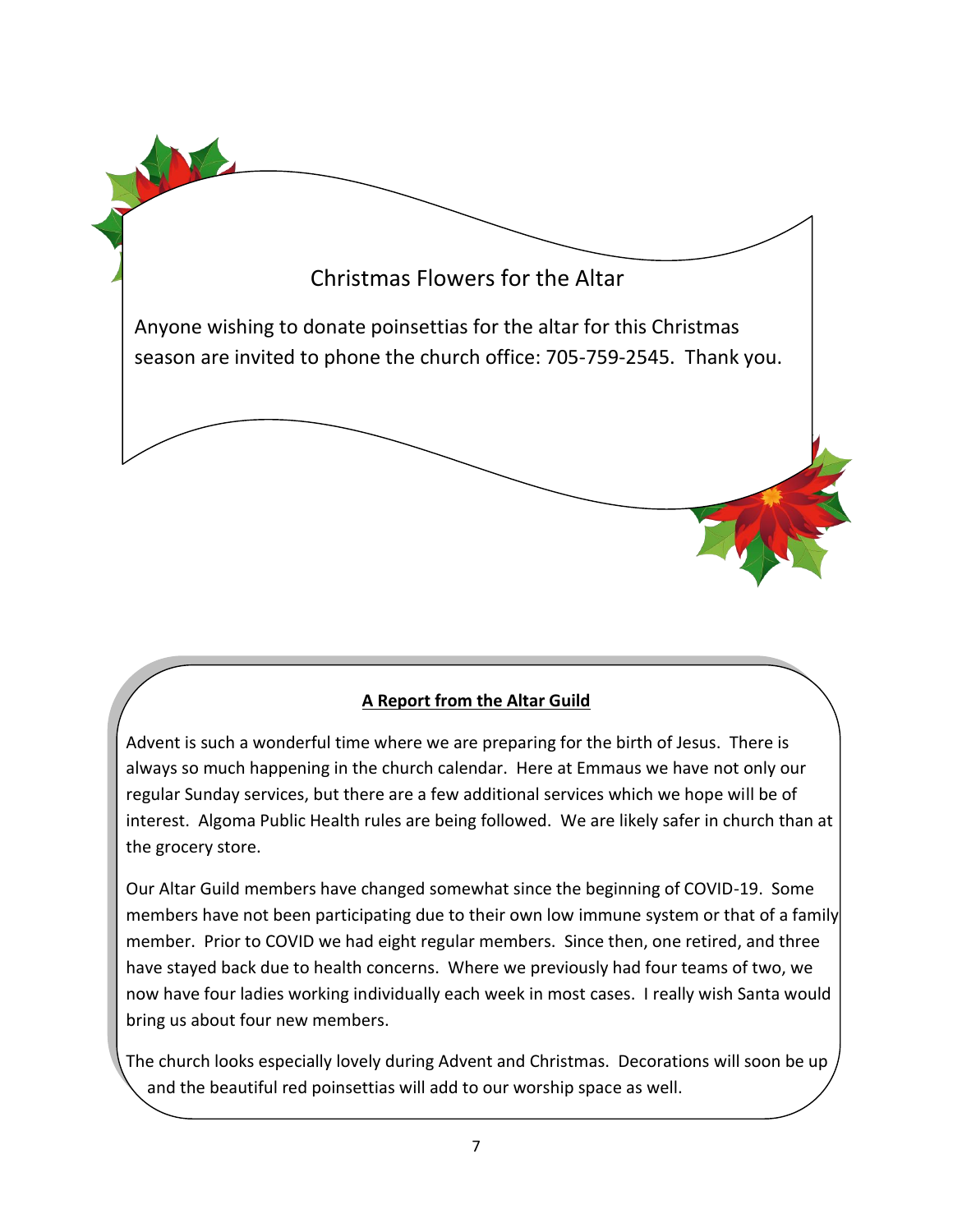## Christmas Flowers for the Altar

Anyone wishing to donate poinsettias for the altar for this Christmas season are invited to phone the church office: 705-759-2545. Thank you.

## A Report from the Altar Guild

Advent is such a wonderful time where we are preparing for the birth of Jesus. There is always so much happening in the church calendar. Here at Emmaus we have not only our regular Sunday services, but there are a few additional services which we hope will be of interest. Algoma Public Health rules are being followed. We are likely safer in church than at the grocery store.

Our Altar Guild members have changed somewhat since the beginning of COVID-19. Some members have not been participating due to their own low immune system or that of a family member. Prior to COVID we had eight regular members. Since then, one retired, and three have stayed back due to health concerns. Where we previously had four teams of two, we now have four ladies working individually each week in most cases. I really wish Santa would bring us about four new members.

The church looks especially lovely during Advent and Christmas. Decorations will soon be up and the beautiful red poinsettias will add to our worship space as well.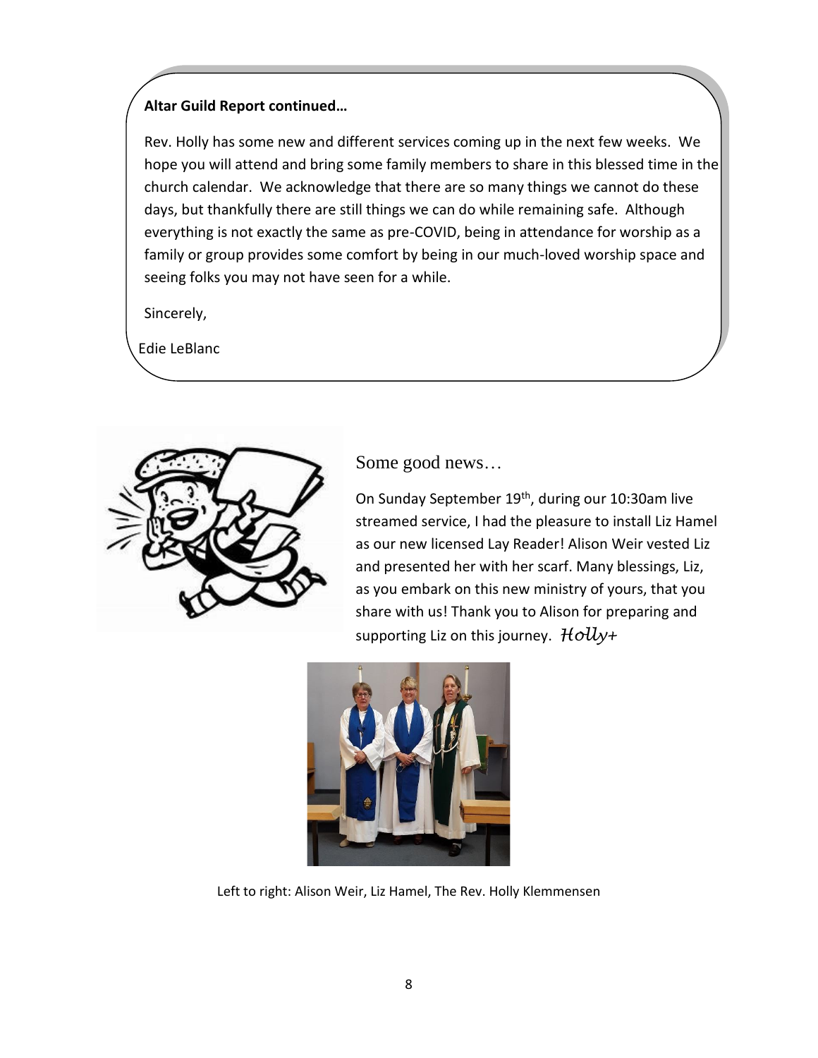**Altar Guild Report continued…**

Rev. Holly has some new and different services coming up in the next few weeks. We hope you will attend and bring some family members to share in this blessed time in the church calendar. We acknowledge that there are so many things we cannot do these days, but thankfully there are still things we can do while remaining safe. Although everything is not exactly the same as pre-COVID, being in attendance for worship as a family or group provides some comfort by being in our much-loved worship space and seeing folks you may not have seen for a while.

Sincerely,

Edie LeBlanc

## Some good news…

On Sunday September 19th, during our 10:30am live streamed service, I had the pleasure to install Liz Hamel as our new licensed Lay Reader! Alison Weir vested Liz and presented her with her scarf. Many blessings, Liz, as you embark on this new ministry of yours, that you share with us! Thank you to Alison for preparing and supporting Liz on this journey. *Holly+*

Left to right: Alison Weir, Liz Hamel, The Rev. Holly Klemmensen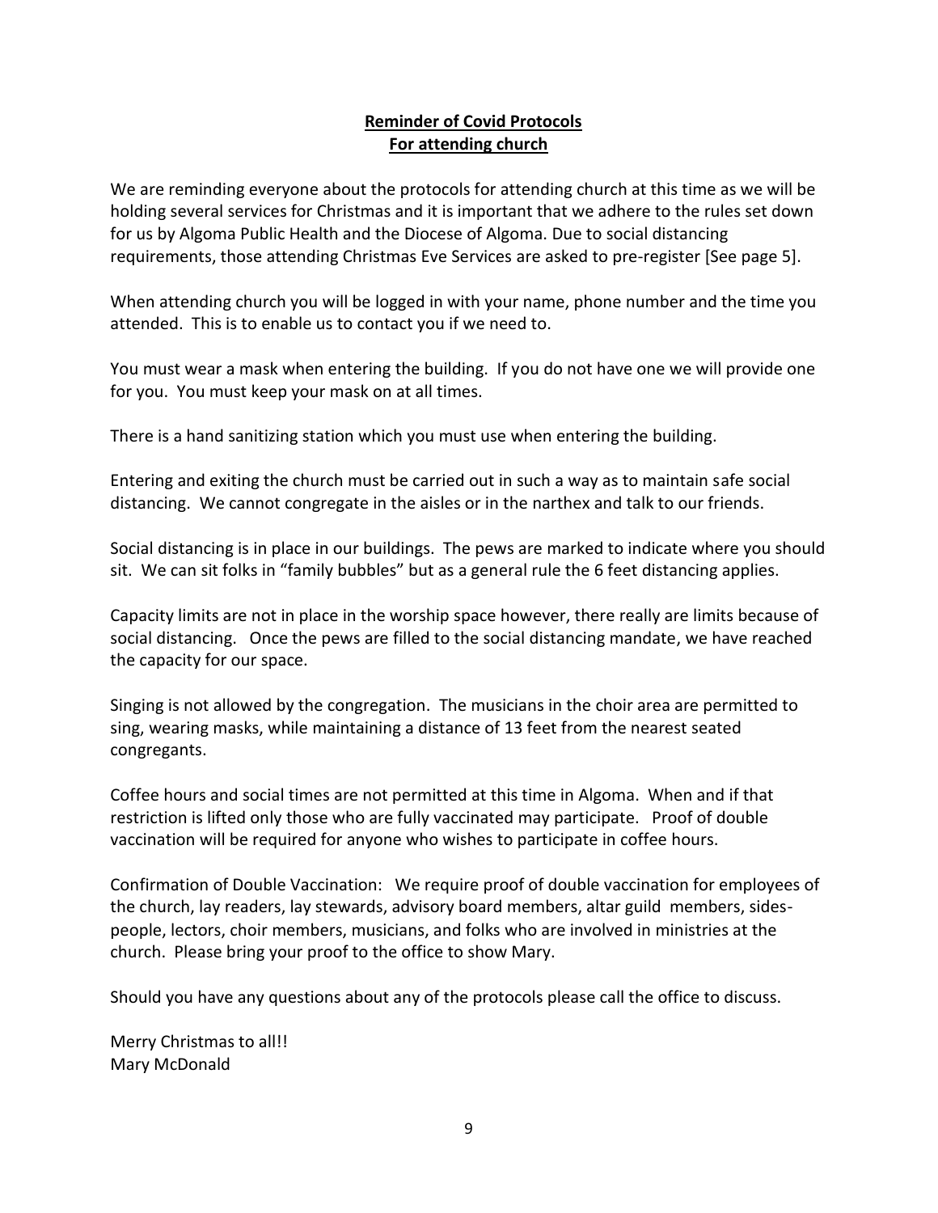## Reminder of Covid Protocols
## For attending church

We are reminding everyone about the protocols for attending church at this time as we will be holding several services for Christmas and it is important that we adhere to the rules set down for us by Algoma Public Health and the Diocese of Algoma. Due to social distancing requirements, those attending Christmas Eve Services are asked to pre-register [See page 5].

When attending church you will be logged in with your name, phone number and the time you attended. This is to enable us to contact you if we need to.

You must wear a mask when entering the building. If you do not have one we will provide one for you. You must keep your mask on at all times.

There is a hand sanitizing station which you must use when entering the building.

Entering and exiting the church must be carried out in such a way as to maintain safe social distancing. We cannot congregate in the aisles or in the narthex and talk to our friends.

Social distancing is in place in our buildings. The pews are marked to indicate where you should sit. We can sit folks in "family bubbles" but as a general rule the 6 feet distancing applies.

Capacity limits are not in place in the worship space however, there really are limits because of social distancing. Once the pews are filled to the social distancing mandate, we have reached the capacity for our space.

Singing is not allowed by the congregation. The musicians in the choir area are permitted to sing, wearing masks, while maintaining a distance of 13 feet from the nearest seated congregants.

Coffee hours and social times are not permitted at this time in Algoma. When and if that restriction is lifted only those who are fully vaccinated may participate. Proof of double vaccination will be required for anyone who wishes to participate in coffee hours.

Confirmation of Double Vaccination: We require proof of double vaccination for employees of the church, lay readers, lay stewards, advisory board members, altar guild members, sides-people, lectors, choir members, musicians, and folks who are involved in ministries at the church. Please bring your proof to the office to show Mary.

Should you have any questions about any of the protocols please call the office to discuss.

Merry Christmas to all!!
Mary McDonald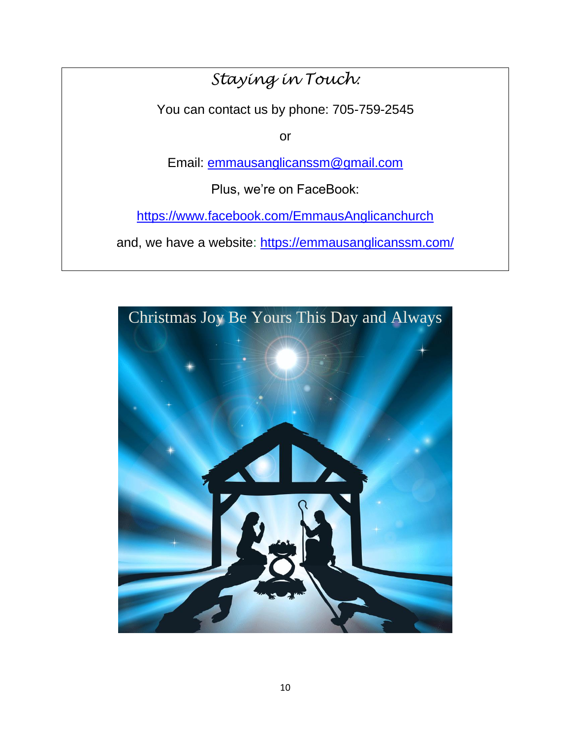## *Staying in Touch:*

You can contact us by phone: 705-759-2545

or

Email: [emmausanglicanssm@gmail.com](mailto:emmausanglicanssm@gmail.com)

Plus, we're on FaceBook:

[https://www.facebook.com/EmmausAnglicanchurch](https://www.facebook.com/EmmausAnglicanchurch)

and, we have a website: [https://emmausanglicanssm.com/](https://emmausanglicanssm.com/)

Christmas Joy Be Yours This Day and Always